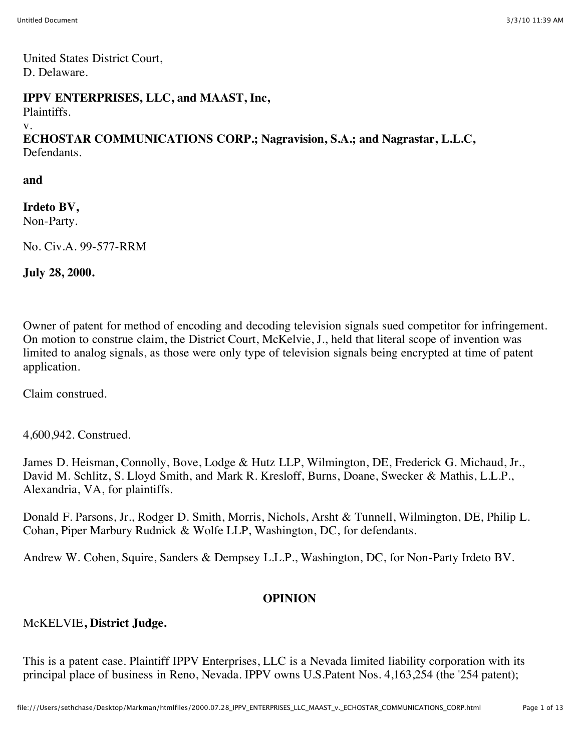United States District Court,
D. Delaware.

**IPPV ENTERPRISES, LLC, and MAAST, Inc,**
Plaintiffs.
v.
**ECHOSTAR COMMUNICATIONS CORP.; Nagravision, S.A.; and Nagrastar, L.L.C,**
Defendants.

**and**

**Irdeto BV,**
Non-Party.

No. Civ.A. 99-577-RRM

**July 28, 2000.**

Owner of patent for method of encoding and decoding television signals sued competitor for infringement. On motion to construe claim, the District Court, McKelvie, J., held that literal scope of invention was limited to analog signals, as those were only type of television signals being encrypted at time of patent application.

Claim construed.

4,600,942. Construed.

James D. Heisman, Connolly, Bove, Lodge & Hutz LLP, Wilmington, DE, Frederick G. Michaud, Jr., David M. Schlitz, S. Lloyd Smith, and Mark R. Kresloff, Burns, Doane, Swecker & Mathis, L.L.P., Alexandria, VA, for plaintiffs.

Donald F. Parsons, Jr., Rodger D. Smith, Morris, Nichols, Arsht & Tunnell, Wilmington, DE, Philip L. Cohan, Piper Marbury Rudnick & Wolfe LLP, Washington, DC, for defendants.

Andrew W. Cohen, Squire, Sanders & Dempsey L.L.P., Washington, DC, for Non-Party Irdeto BV.

## OPINION

McKELVIE**, District Judge.**

This is a patent case. Plaintiff IPPV Enterprises, LLC is a Nevada limited liability corporation with its principal place of business in Reno, Nevada. IPPV owns U.S.Patent Nos. 4,163,254 (the '254 patent);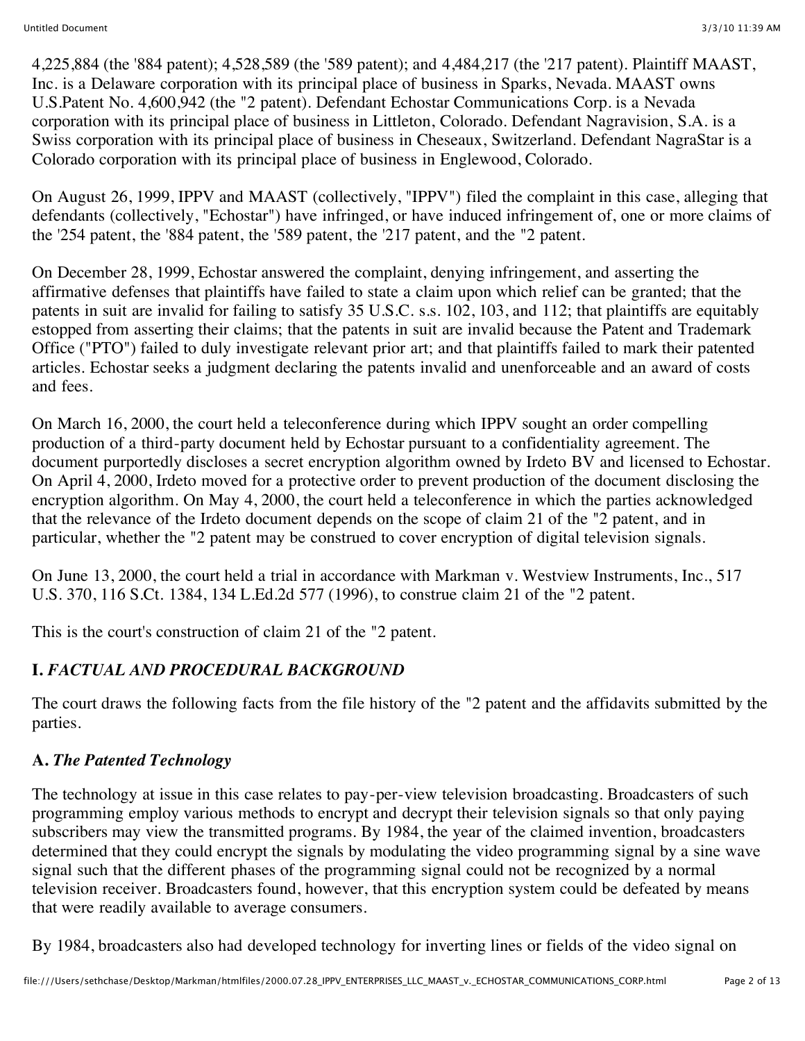4,225,884 (the '884 patent); 4,528,589 (the '589 patent); and 4,484,217 (the '217 patent). Plaintiff MAAST, Inc. is a Delaware corporation with its principal place of business in Sparks, Nevada. MAAST owns U.S.Patent No. 4,600,942 (the "2 patent). Defendant Echostar Communications Corp. is a Nevada corporation with its principal place of business in Littleton, Colorado. Defendant Nagravision, S.A. is a Swiss corporation with its principal place of business in Cheseaux, Switzerland. Defendant NagraStar is a Colorado corporation with its principal place of business in Englewood, Colorado.

On August 26, 1999, IPPV and MAAST (collectively, "IPPV") filed the complaint in this case, alleging that defendants (collectively, "Echostar") have infringed, or have induced infringement of, one or more claims of the '254 patent, the '884 patent, the '589 patent, the '217 patent, and the "2 patent.

On December 28, 1999, Echostar answered the complaint, denying infringement, and asserting the affirmative defenses that plaintiffs have failed to state a claim upon which relief can be granted; that the patents in suit are invalid for failing to satisfy 35 U.S.C. s.s. 102, 103, and 112; that plaintiffs are equitably estopped from asserting their claims; that the patents in suit are invalid because the Patent and Trademark Office ("PTO") failed to duly investigate relevant prior art; and that plaintiffs failed to mark their patented articles. Echostar seeks a judgment declaring the patents invalid and unenforceable and an award of costs and fees.

On March 16, 2000, the court held a teleconference during which IPPV sought an order compelling production of a third-party document held by Echostar pursuant to a confidentiality agreement. The document purportedly discloses a secret encryption algorithm owned by Irdeto BV and licensed to Echostar. On April 4, 2000, Irdeto moved for a protective order to prevent production of the document disclosing the encryption algorithm. On May 4, 2000, the court held a teleconference in which the parties acknowledged that the relevance of the Irdeto document depends on the scope of claim 21 of the "2 patent, and in particular, whether the "2 patent may be construed to cover encryption of digital television signals.

On June 13, 2000, the court held a trial in accordance with Markman v. Westview Instruments, Inc., 517 U.S. 370, 116 S.Ct. 1384, 134 L.Ed.2d 577 (1996), to construe claim 21 of the "2 patent.

This is the court's construction of claim 21 of the "2 patent.

## I. *FACTUAL AND PROCEDURAL BACKGROUND*

The court draws the following facts from the file history of the "2 patent and the affidavits submitted by the parties.

### A. *The Patented Technology*

The technology at issue in this case relates to pay-per-view television broadcasting. Broadcasters of such programming employ various methods to encrypt and decrypt their television signals so that only paying subscribers may view the transmitted programs. By 1984, the year of the claimed invention, broadcasters determined that they could encrypt the signals by modulating the video programming signal by a sine wave signal such that the different phases of the programming signal could not be recognized by a normal television receiver. Broadcasters found, however, that this encryption system could be defeated by means that were readily available to average consumers.

By 1984, broadcasters also had developed technology for inverting lines or fields of the video signal on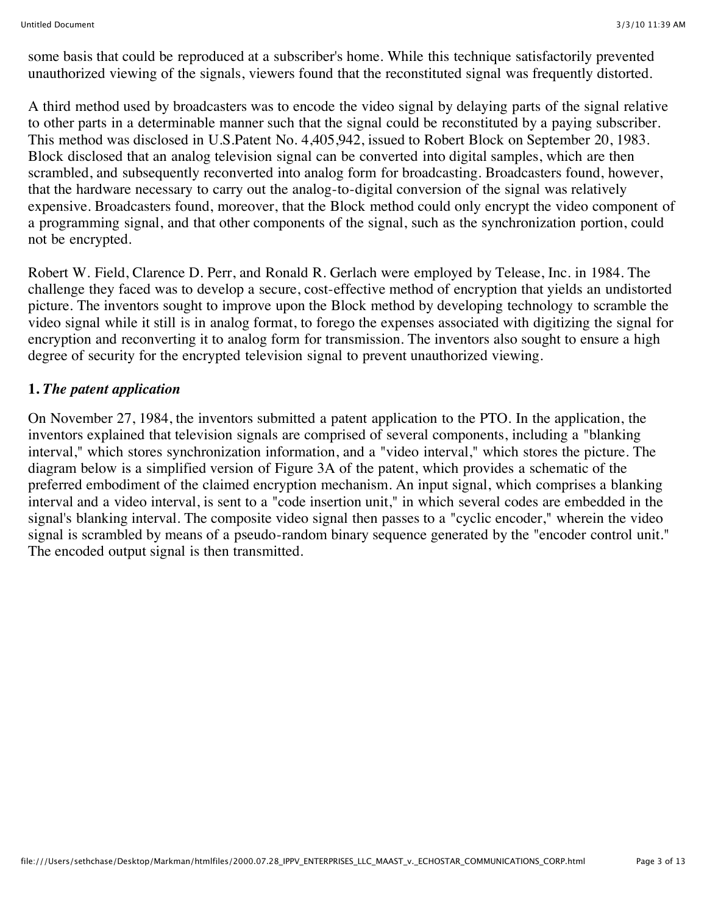some basis that could be reproduced at a subscriber's home. While this technique satisfactorily prevented unauthorized viewing of the signals, viewers found that the reconstituted signal was frequently distorted.

A third method used by broadcasters was to encode the video signal by delaying parts of the signal relative to other parts in a determinable manner such that the signal could be reconstituted by a paying subscriber. This method was disclosed in U.S.Patent No. 4,405,942, issued to Robert Block on September 20, 1983. Block disclosed that an analog television signal can be converted into digital samples, which are then scrambled, and subsequently reconverted into analog form for broadcasting. Broadcasters found, however, that the hardware necessary to carry out the analog-to-digital conversion of the signal was relatively expensive. Broadcasters found, moreover, that the Block method could only encrypt the video component of a programming signal, and that other components of the signal, such as the synchronization portion, could not be encrypted.

Robert W. Field, Clarence D. Perr, and Ronald R. Gerlach were employed by Telease, Inc. in 1984. The challenge they faced was to develop a secure, cost-effective method of encryption that yields an undistorted picture. The inventors sought to improve upon the Block method by developing technology to scramble the video signal while it still is in analog format, to forego the expenses associated with digitizing the signal for encryption and reconverting it to analog form for transmission. The inventors also sought to ensure a high degree of security for the encrypted television signal to prevent unauthorized viewing.

**1.** ***The patent application***

On November 27, 1984, the inventors submitted a patent application to the PTO. In the application, the inventors explained that television signals are comprised of several components, including a "blanking interval," which stores synchronization information, and a "video interval," which stores the picture. The diagram below is a simplified version of Figure 3A of the patent, which provides a schematic of the preferred embodiment of the claimed encryption mechanism. An input signal, which comprises a blanking interval and a video interval, is sent to a "code insertion unit," in which several codes are embedded in the signal's blanking interval. The composite video signal then passes to a "cyclic encoder," wherein the video signal is scrambled by means of a pseudo-random binary sequence generated by the "encoder control unit." The encoded output signal is then transmitted.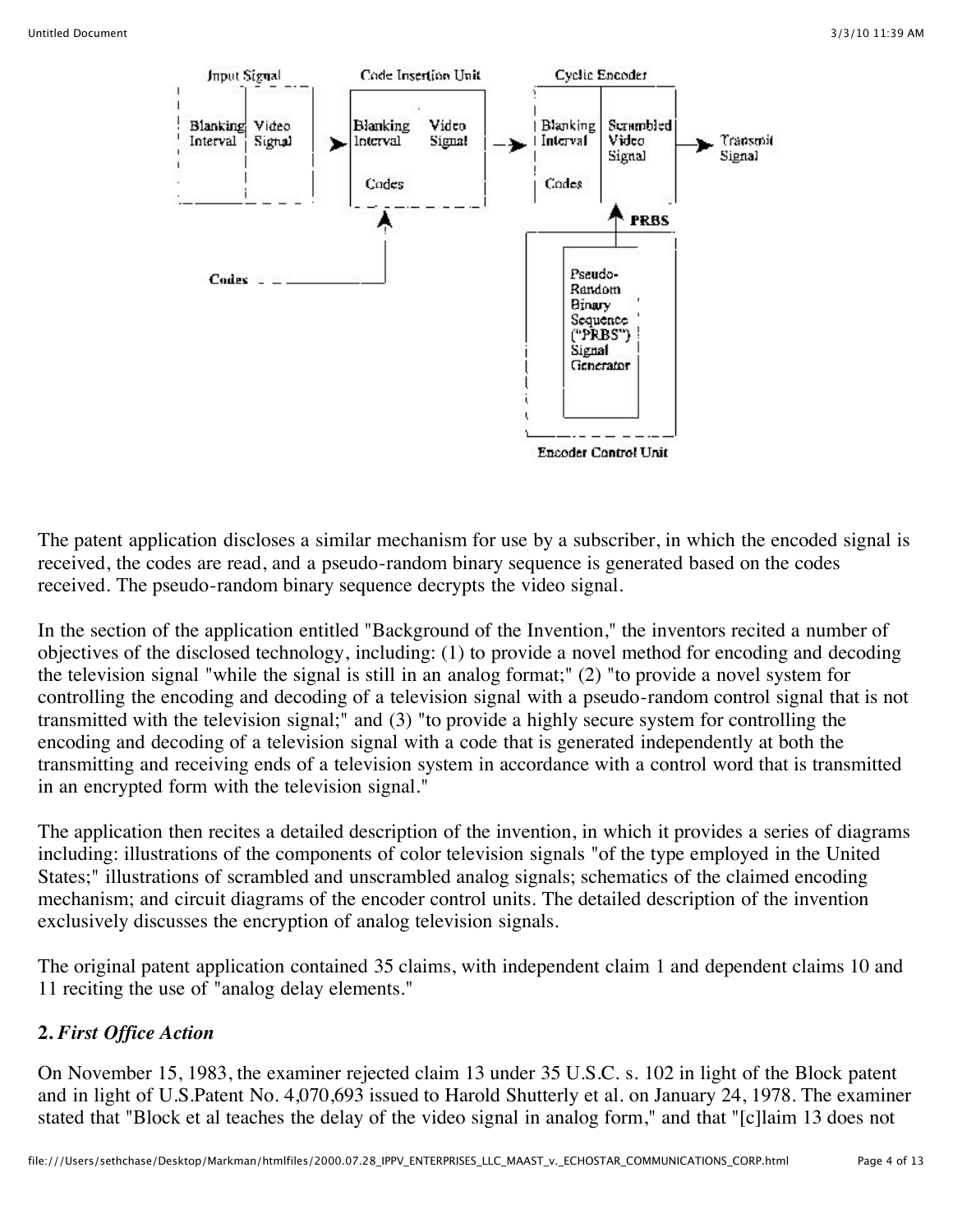The patent application discloses a similar mechanism for use by a subscriber, in which the encoded signal is received, the codes are read, and a pseudo-random binary sequence is generated based on the codes received. The pseudo-random binary sequence decrypts the video signal.

In the section of the application entitled "Background of the Invention," the inventors recited a number of objectives of the disclosed technology, including: (1) to provide a novel method for encoding and decoding the television signal "while the signal is still in an analog format;" (2) "to provide a novel system for controlling the encoding and decoding of a television signal with a pseudo-random control signal that is not transmitted with the television signal;" and (3) "to provide a highly secure system for controlling the encoding and decoding of a television signal with a code that is generated independently at both the transmitting and receiving ends of a television system in accordance with a control word that is transmitted in an encrypted form with the television signal."

The application then recites a detailed description of the invention, in which it provides a series of diagrams including: illustrations of the components of color television signals "of the type employed in the United States;" illustrations of scrambled and unscrambled analog signals; schematics of the claimed encoding mechanism; and circuit diagrams of the encoder control units. The detailed description of the invention exclusively discusses the encryption of analog television signals.

The original patent application contained 35 claims, with independent claim 1 and dependent claims 10 and 11 reciting the use of "analog delay elements."

**2.** ***First Office Action***

On November 15, 1983, the examiner rejected claim 13 under 35 U.S.C. s. 102 in light of the Block patent and in light of U.S.Patent No. 4,070,693 issued to Harold Shutterly et al. on January 24, 1978. The examiner stated that "Block et al teaches the delay of the video signal in analog form," and that "[c]laim 13 does not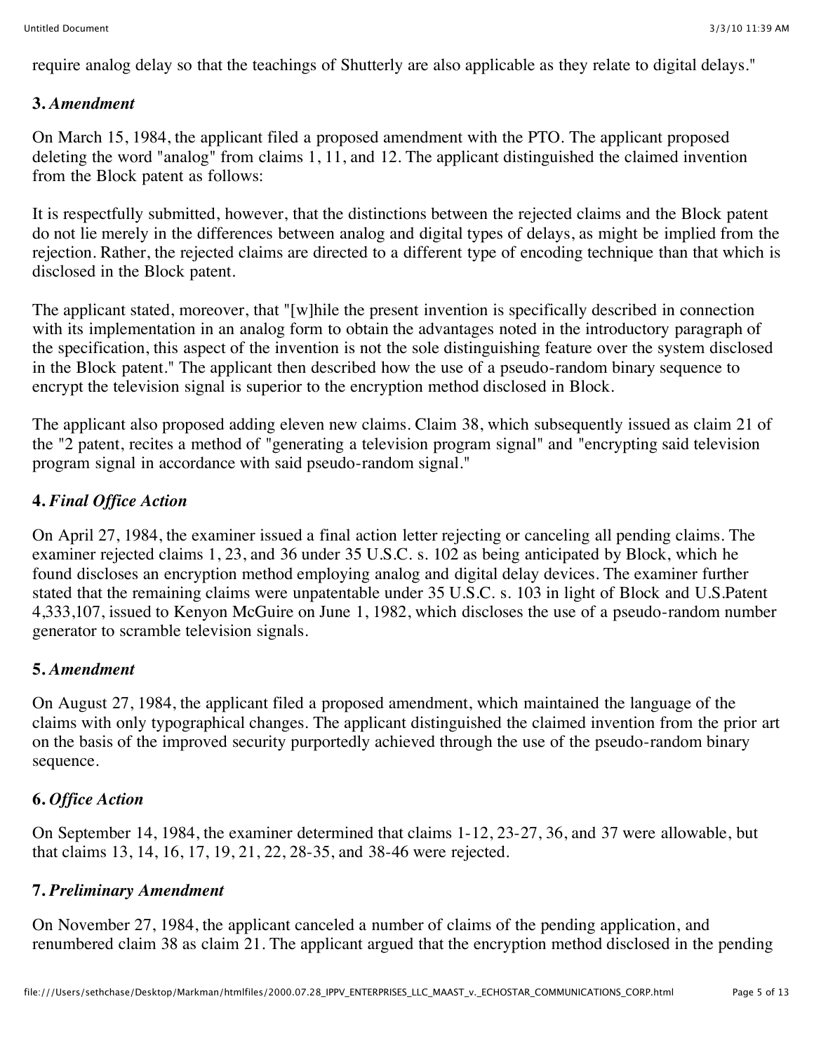require analog delay so that the teachings of Shutterly are also applicable as they relate to digital delays."

**3.** ***Amendment***

On March 15, 1984, the applicant filed a proposed amendment with the PTO. The applicant proposed deleting the word "analog" from claims 1, 11, and 12. The applicant distinguished the claimed invention from the Block patent as follows:

It is respectfully submitted, however, that the distinctions between the rejected claims and the Block patent do not lie merely in the differences between analog and digital types of delays, as might be implied from the rejection. Rather, the rejected claims are directed to a different type of encoding technique than that which is disclosed in the Block patent.

The applicant stated, moreover, that "[w]hile the present invention is specifically described in connection with its implementation in an analog form to obtain the advantages noted in the introductory paragraph of the specification, this aspect of the invention is not the sole distinguishing feature over the system disclosed in the Block patent." The applicant then described how the use of a pseudo-random binary sequence to encrypt the television signal is superior to the encryption method disclosed in Block.

The applicant also proposed adding eleven new claims. Claim 38, which subsequently issued as claim 21 of the "2 patent, recites a method of "generating a television program signal" and "encrypting said television program signal in accordance with said pseudo-random signal."

**4.** ***Final Office Action***

On April 27, 1984, the examiner issued a final action letter rejecting or canceling all pending claims. The examiner rejected claims 1, 23, and 36 under 35 U.S.C. s. 102 as being anticipated by Block, which he found discloses an encryption method employing analog and digital delay devices. The examiner further stated that the remaining claims were unpatentable under 35 U.S.C. s. 103 in light of Block and U.S.Patent 4,333,107, issued to Kenyon McGuire on June 1, 1982, which discloses the use of a pseudo-random number generator to scramble television signals.

**5.** ***Amendment***

On August 27, 1984, the applicant filed a proposed amendment, which maintained the language of the claims with only typographical changes. The applicant distinguished the claimed invention from the prior art on the basis of the improved security purportedly achieved through the use of the pseudo-random binary sequence.

**6.** ***Office Action***

On September 14, 1984, the examiner determined that claims 1-12, 23-27, 36, and 37 were allowable, but that claims 13, 14, 16, 17, 19, 21, 22, 28-35, and 38-46 were rejected.

**7.** ***Preliminary Amendment***

On November 27, 1984, the applicant canceled a number of claims of the pending application, and renumbered claim 38 as claim 21. The applicant argued that the encryption method disclosed in the pending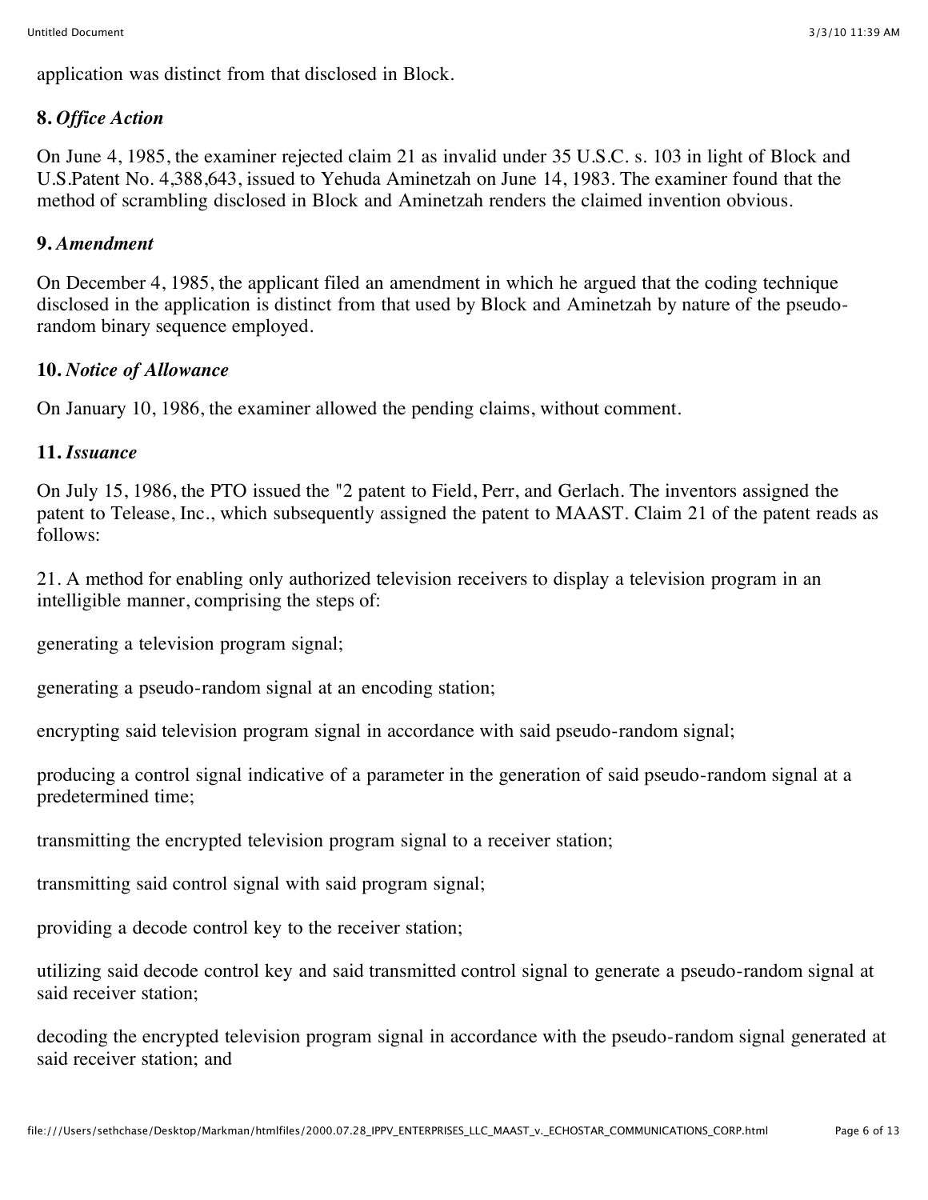application was distinct from that disclosed in Block.

**8.** ***Office Action***

On June 4, 1985, the examiner rejected claim 21 as invalid under 35 U.S.C. s. 103 in light of Block and U.S.Patent No. 4,388,643, issued to Yehuda Aminetzah on June 14, 1983. The examiner found that the method of scrambling disclosed in Block and Aminetzah renders the claimed invention obvious.

**9.** ***Amendment***

On December 4, 1985, the applicant filed an amendment in which he argued that the coding technique disclosed in the application is distinct from that used by Block and Aminetzah by nature of the pseudo-random binary sequence employed.

**10.** ***Notice of Allowance***

On January 10, 1986, the examiner allowed the pending claims, without comment.

**11.** ***Issuance***

On July 15, 1986, the PTO issued the "2 patent to Field, Perr, and Gerlach. The inventors assigned the patent to Telease, Inc., which subsequently assigned the patent to MAAST. Claim 21 of the patent reads as follows:

21. A method for enabling only authorized television receivers to display a television program in an intelligible manner, comprising the steps of:

generating a television program signal;

generating a pseudo-random signal at an encoding station;

encrypting said television program signal in accordance with said pseudo-random signal;

producing a control signal indicative of a parameter in the generation of said pseudo-random signal at a predetermined time;

transmitting the encrypted television program signal to a receiver station;

transmitting said control signal with said program signal;

providing a decode control key to the receiver station;

utilizing said decode control key and said transmitted control signal to generate a pseudo-random signal at said receiver station;

decoding the encrypted television program signal in accordance with the pseudo-random signal generated at said receiver station; and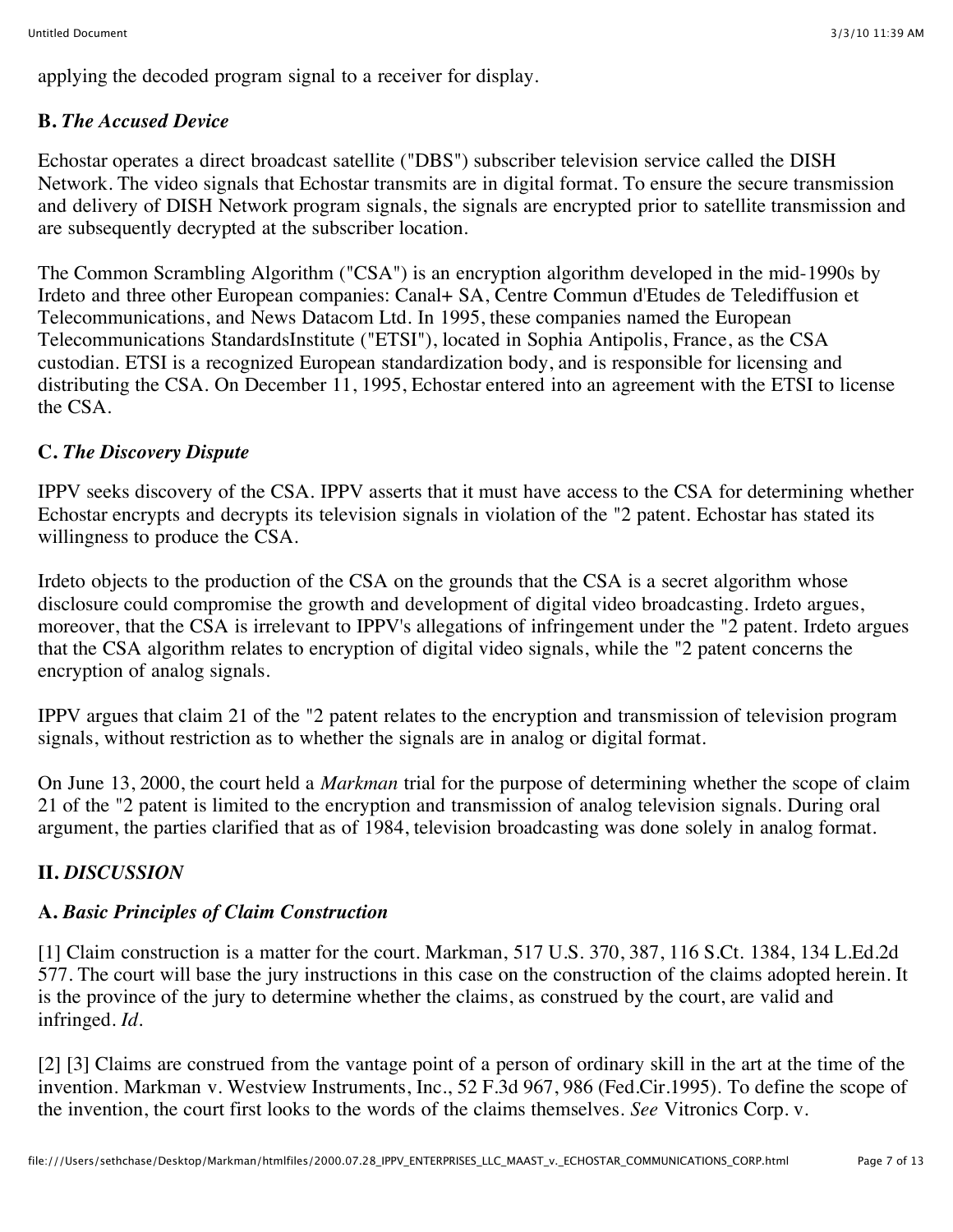applying the decoded program signal to a receiver for display.

### B. *The Accused Device*

Echostar operates a direct broadcast satellite ("DBS") subscriber television service called the DISH Network. The video signals that Echostar transmits are in digital format. To ensure the secure transmission and delivery of DISH Network program signals, the signals are encrypted prior to satellite transmission and are subsequently decrypted at the subscriber location.

The Common Scrambling Algorithm ("CSA") is an encryption algorithm developed in the mid-1990s by Irdeto and three other European companies: Canal+ SA, Centre Commun d'Etudes de Telediffusion et Telecommunications, and News Datacom Ltd. In 1995, these companies named the European Telecommunications StandardsInstitute ("ETSI"), located in Sophia Antipolis, France, as the CSA custodian. ETSI is a recognized European standardization body, and is responsible for licensing and distributing the CSA. On December 11, 1995, Echostar entered into an agreement with the ETSI to license the CSA.

### C. *The Discovery Dispute*

IPPV seeks discovery of the CSA. IPPV asserts that it must have access to the CSA for determining whether Echostar encrypts and decrypts its television signals in violation of the "2 patent. Echostar has stated its willingness to produce the CSA.

Irdeto objects to the production of the CSA on the grounds that the CSA is a secret algorithm whose disclosure could compromise the growth and development of digital video broadcasting. Irdeto argues, moreover, that the CSA is irrelevant to IPPV's allegations of infringement under the "2 patent. Irdeto argues that the CSA algorithm relates to encryption of digital video signals, while the "2 patent concerns the encryption of analog signals.

IPPV argues that claim 21 of the "2 patent relates to the encryption and transmission of television program signals, without restriction as to whether the signals are in analog or digital format.

On June 13, 2000, the court held a *Markman* trial for the purpose of determining whether the scope of claim 21 of the "2 patent is limited to the encryption and transmission of analog television signals. During oral argument, the parties clarified that as of 1984, television broadcasting was done solely in analog format.

## II. *DISCUSSION*

### A. *Basic Principles of Claim Construction*

[1] Claim construction is a matter for the court. Markman, 517 U.S. 370, 387, 116 S.Ct. 1384, 134 L.Ed.2d 577. The court will base the jury instructions in this case on the construction of the claims adopted herein. It is the province of the jury to determine whether the claims, as construed by the court, are valid and infringed. *Id.*

[2] [3] Claims are construed from the vantage point of a person of ordinary skill in the art at the time of the invention. Markman v. Westview Instruments, Inc., 52 F.3d 967, 986 (Fed.Cir.1995). To define the scope of the invention, the court first looks to the words of the claims themselves. *See* Vitronics Corp. v.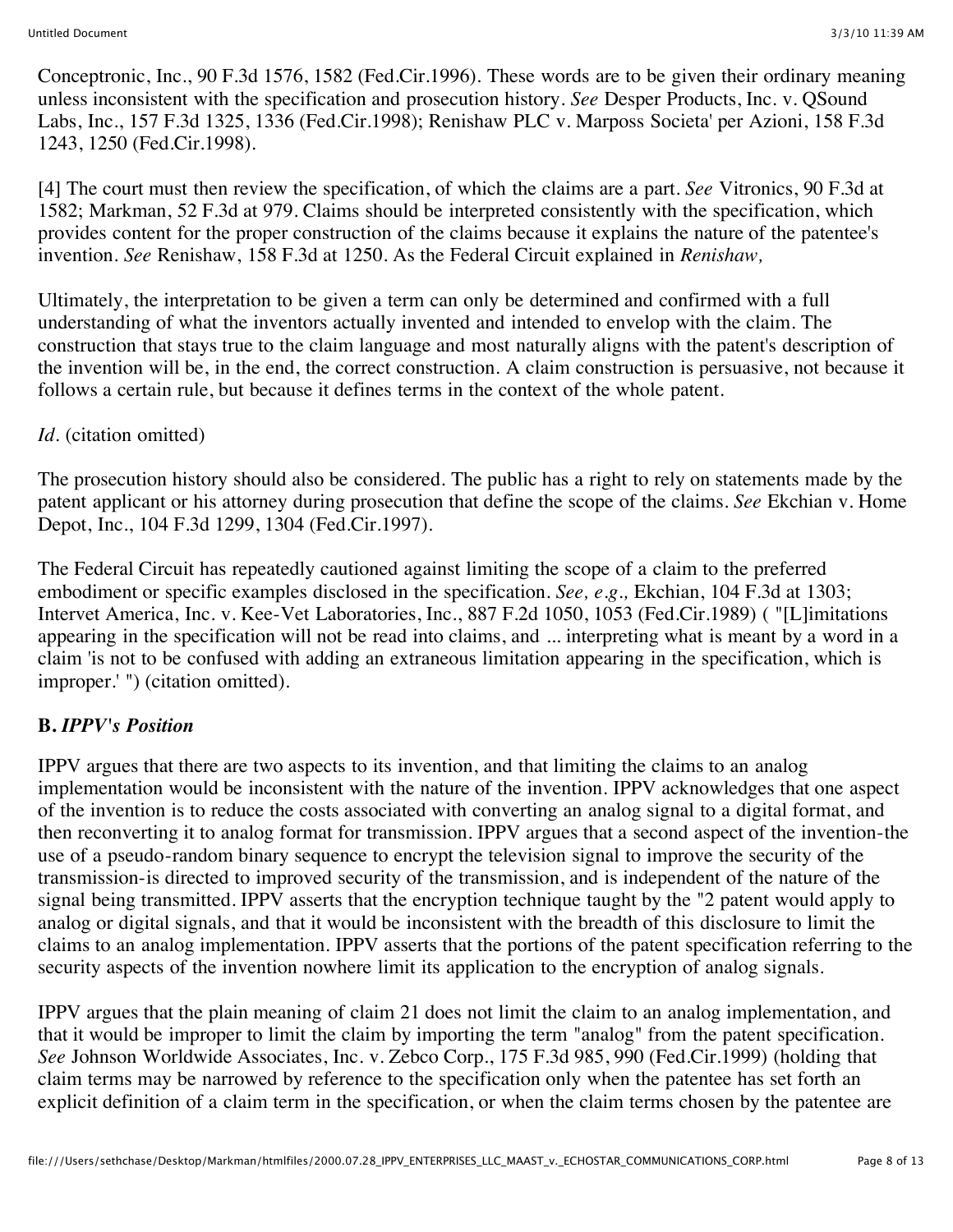Conceptronic, Inc., 90 F.3d 1576, 1582 (Fed.Cir.1996). These words are to be given their ordinary meaning unless inconsistent with the specification and prosecution history. *See* Desper Products, Inc. v. QSound Labs, Inc., 157 F.3d 1325, 1336 (Fed.Cir.1998); Renishaw PLC v. Marposs Societa' per Azioni, 158 F.3d 1243, 1250 (Fed.Cir.1998).

[4] The court must then review the specification, of which the claims are a part. *See* Vitronics, 90 F.3d at 1582; Markman, 52 F.3d at 979. Claims should be interpreted consistently with the specification, which provides content for the proper construction of the claims because it explains the nature of the patentee's invention. *See* Renishaw, 158 F.3d at 1250. As the Federal Circuit explained in *Renishaw,*

Ultimately, the interpretation to be given a term can only be determined and confirmed with a full understanding of what the inventors actually invented and intended to envelop with the claim. The construction that stays true to the claim language and most naturally aligns with the patent's description of the invention will be, in the end, the correct construction. A claim construction is persuasive, not because it follows a certain rule, but because it defines terms in the context of the whole patent.

*Id.* (citation omitted)

The prosecution history should also be considered. The public has a right to rely on statements made by the patent applicant or his attorney during prosecution that define the scope of the claims. *See* Ekchian v. Home Depot, Inc., 104 F.3d 1299, 1304 (Fed.Cir.1997).

The Federal Circuit has repeatedly cautioned against limiting the scope of a claim to the preferred embodiment or specific examples disclosed in the specification. *See, e.g.,* Ekchian, 104 F.3d at 1303; Intervet America, Inc. v. Kee-Vet Laboratories, Inc., 887 F.2d 1050, 1053 (Fed.Cir.1989) ( "[L]imitations appearing in the specification will not be read into claims, and ... interpreting what is meant by a word in a claim 'is not to be confused with adding an extraneous limitation appearing in the specification, which is improper.' ") (citation omitted).

**B.** ***IPPV's Position***

IPPV argues that there are two aspects to its invention, and that limiting the claims to an analog implementation would be inconsistent with the nature of the invention. IPPV acknowledges that one aspect of the invention is to reduce the costs associated with converting an analog signal to a digital format, and then reconverting it to analog format for transmission. IPPV argues that a second aspect of the invention-the use of a pseudo-random binary sequence to encrypt the television signal to improve the security of the transmission-is directed to improved security of the transmission, and is independent of the nature of the signal being transmitted. IPPV asserts that the encryption technique taught by the "2 patent would apply to analog or digital signals, and that it would be inconsistent with the breadth of this disclosure to limit the claims to an analog implementation. IPPV asserts that the portions of the patent specification referring to the security aspects of the invention nowhere limit its application to the encryption of analog signals.

IPPV argues that the plain meaning of claim 21 does not limit the claim to an analog implementation, and that it would be improper to limit the claim by importing the term "analog" from the patent specification. *See* Johnson Worldwide Associates, Inc. v. Zebco Corp., 175 F.3d 985, 990 (Fed.Cir.1999) (holding that claim terms may be narrowed by reference to the specification only when the patentee has set forth an explicit definition of a claim term in the specification, or when the claim terms chosen by the patentee are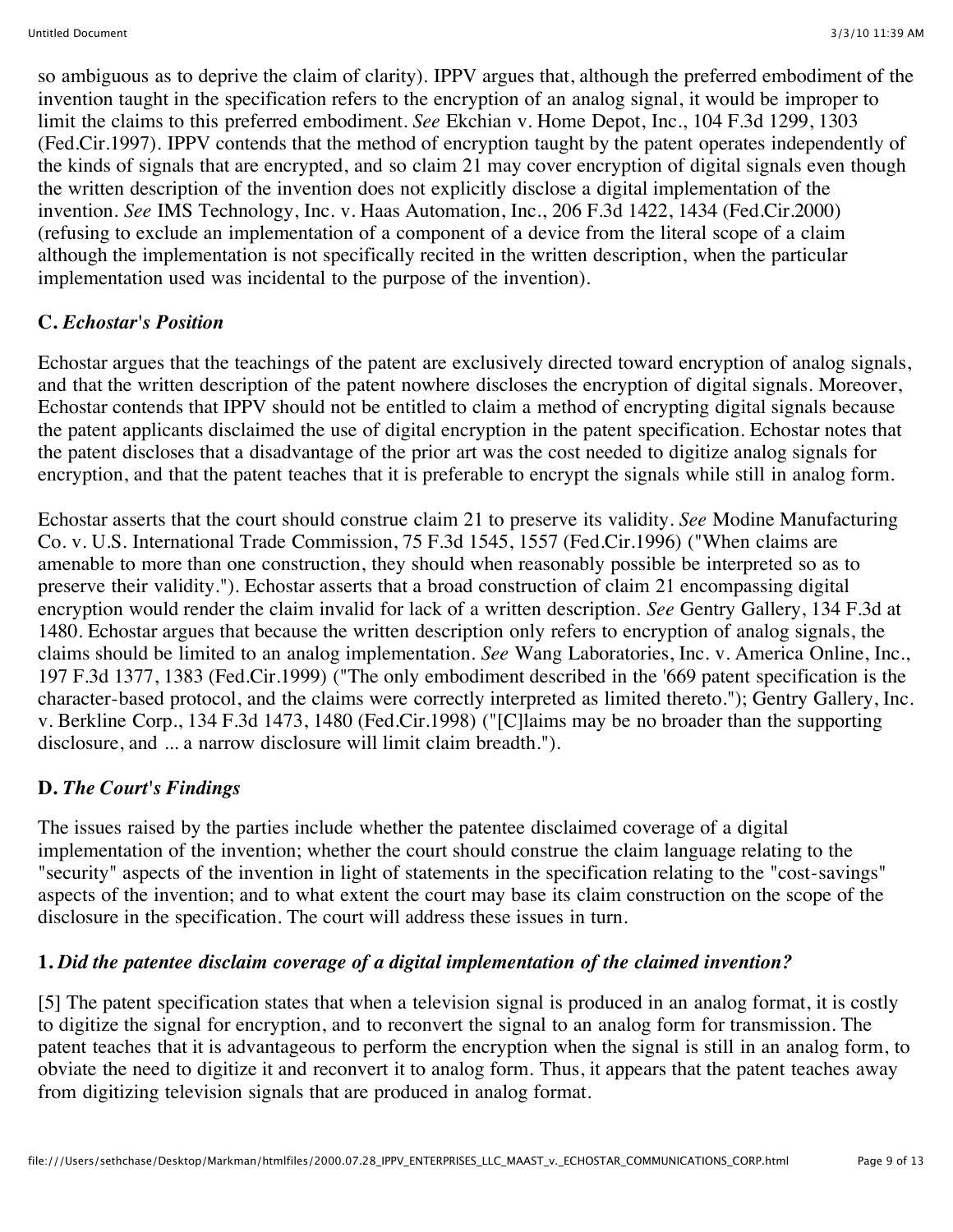so ambiguous as to deprive the claim of clarity). IPPV argues that, although the preferred embodiment of the invention taught in the specification refers to the encryption of an analog signal, it would be improper to limit the claims to this preferred embodiment. *See* Ekchian v. Home Depot, Inc., 104 F.3d 1299, 1303 (Fed.Cir.1997). IPPV contends that the method of encryption taught by the patent operates independently of the kinds of signals that are encrypted, and so claim 21 may cover encryption of digital signals even though the written description of the invention does not explicitly disclose a digital implementation of the invention. *See* IMS Technology, Inc. v. Haas Automation, Inc., 206 F.3d 1422, 1434 (Fed.Cir.2000) (refusing to exclude an implementation of a component of a device from the literal scope of a claim although the implementation is not specifically recited in the written description, when the particular implementation used was incidental to the purpose of the invention).

### C. *Echostar's Position*

Echostar argues that the teachings of the patent are exclusively directed toward encryption of analog signals, and that the written description of the patent nowhere discloses the encryption of digital signals. Moreover, Echostar contends that IPPV should not be entitled to claim a method of encrypting digital signals because the patent applicants disclaimed the use of digital encryption in the patent specification. Echostar notes that the patent discloses that a disadvantage of the prior art was the cost needed to digitize analog signals for encryption, and that the patent teaches that it is preferable to encrypt the signals while still in analog form.

Echostar asserts that the court should construe claim 21 to preserve its validity. *See* Modine Manufacturing Co. v. U.S. International Trade Commission, 75 F.3d 1545, 1557 (Fed.Cir.1996) ("When claims are amenable to more than one construction, they should when reasonably possible be interpreted so as to preserve their validity."). Echostar asserts that a broad construction of claim 21 encompassing digital encryption would render the claim invalid for lack of a written description. *See* Gentry Gallery, 134 F.3d at 1480. Echostar argues that because the written description only refers to encryption of analog signals, the claims should be limited to an analog implementation. *See* Wang Laboratories, Inc. v. America Online, Inc., 197 F.3d 1377, 1383 (Fed.Cir.1999) ("The only embodiment described in the '669 patent specification is the character-based protocol, and the claims were correctly interpreted as limited thereto."); Gentry Gallery, Inc. v. Berkline Corp., 134 F.3d 1473, 1480 (Fed.Cir.1998) ("[C]laims may be no broader than the supporting disclosure, and ... a narrow disclosure will limit claim breadth.").

### D. *The Court's Findings*

The issues raised by the parties include whether the patentee disclaimed coverage of a digital implementation of the invention; whether the court should construe the claim language relating to the "security" aspects of the invention in light of statements in the specification relating to the "cost-savings" aspects of the invention; and to what extent the court may base its claim construction on the scope of the disclosure in the specification. The court will address these issues in turn.

#### 1. *Did the patentee disclaim coverage of a digital implementation of the claimed invention?*

[5] The patent specification states that when a television signal is produced in an analog format, it is costly to digitize the signal for encryption, and to reconvert the signal to an analog form for transmission. The patent teaches that it is advantageous to perform the encryption when the signal is still in an analog form, to obviate the need to digitize it and reconvert it to analog form. Thus, it appears that the patent teaches away from digitizing television signals that are produced in analog format.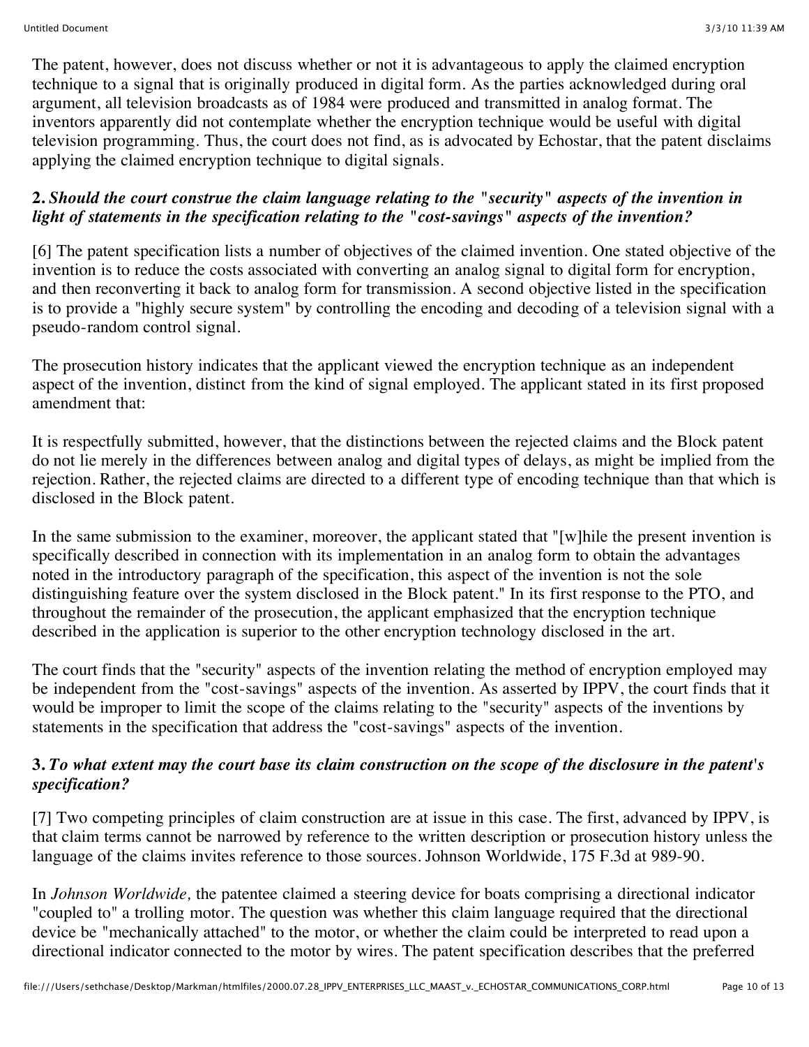The patent, however, does not discuss whether or not it is advantageous to apply the claimed encryption technique to a signal that is originally produced in digital form. As the parties acknowledged during oral argument, all television broadcasts as of 1984 were produced and transmitted in analog format. The inventors apparently did not contemplate whether the encryption technique would be useful with digital television programming. Thus, the court does not find, as is advocated by Echostar, that the patent disclaims applying the claimed encryption technique to digital signals.

**2.** ***Should the court construe the claim language relating to the "security" aspects of the invention in light of statements in the specification relating to the "cost-savings" aspects of the invention?***

[6] The patent specification lists a number of objectives of the claimed invention. One stated objective of the invention is to reduce the costs associated with converting an analog signal to digital form for encryption, and then reconverting it back to analog form for transmission. A second objective listed in the specification is to provide a "highly secure system" by controlling the encoding and decoding of a television signal with a pseudo-random control signal.

The prosecution history indicates that the applicant viewed the encryption technique as an independent aspect of the invention, distinct from the kind of signal employed. The applicant stated in its first proposed amendment that:

It is respectfully submitted, however, that the distinctions between the rejected claims and the Block patent do not lie merely in the differences between analog and digital types of delays, as might be implied from the rejection. Rather, the rejected claims are directed to a different type of encoding technique than that which is disclosed in the Block patent.

In the same submission to the examiner, moreover, the applicant stated that "[w]hile the present invention is specifically described in connection with its implementation in an analog form to obtain the advantages noted in the introductory paragraph of the specification, this aspect of the invention is not the sole distinguishing feature over the system disclosed in the Block patent." In its first response to the PTO, and throughout the remainder of the prosecution, the applicant emphasized that the encryption technique described in the application is superior to the other encryption technology disclosed in the art.

The court finds that the "security" aspects of the invention relating the method of encryption employed may be independent from the "cost-savings" aspects of the invention. As asserted by IPPV, the court finds that it would be improper to limit the scope of the claims relating to the "security" aspects of the inventions by statements in the specification that address the "cost-savings" aspects of the invention.

**3.** ***To what extent may the court base its claim construction on the scope of the disclosure in the patent's specification?***

[7] Two competing principles of claim construction are at issue in this case. The first, advanced by IPPV, is that claim terms cannot be narrowed by reference to the written description or prosecution history unless the language of the claims invites reference to those sources. Johnson Worldwide, 175 F.3d at 989-90.

In *Johnson Worldwide,* the patentee claimed a steering device for boats comprising a directional indicator "coupled to" a trolling motor. The question was whether this claim language required that the directional device be "mechanically attached" to the motor, or whether the claim could be interpreted to read upon a directional indicator connected to the motor by wires. The patent specification describes that the preferred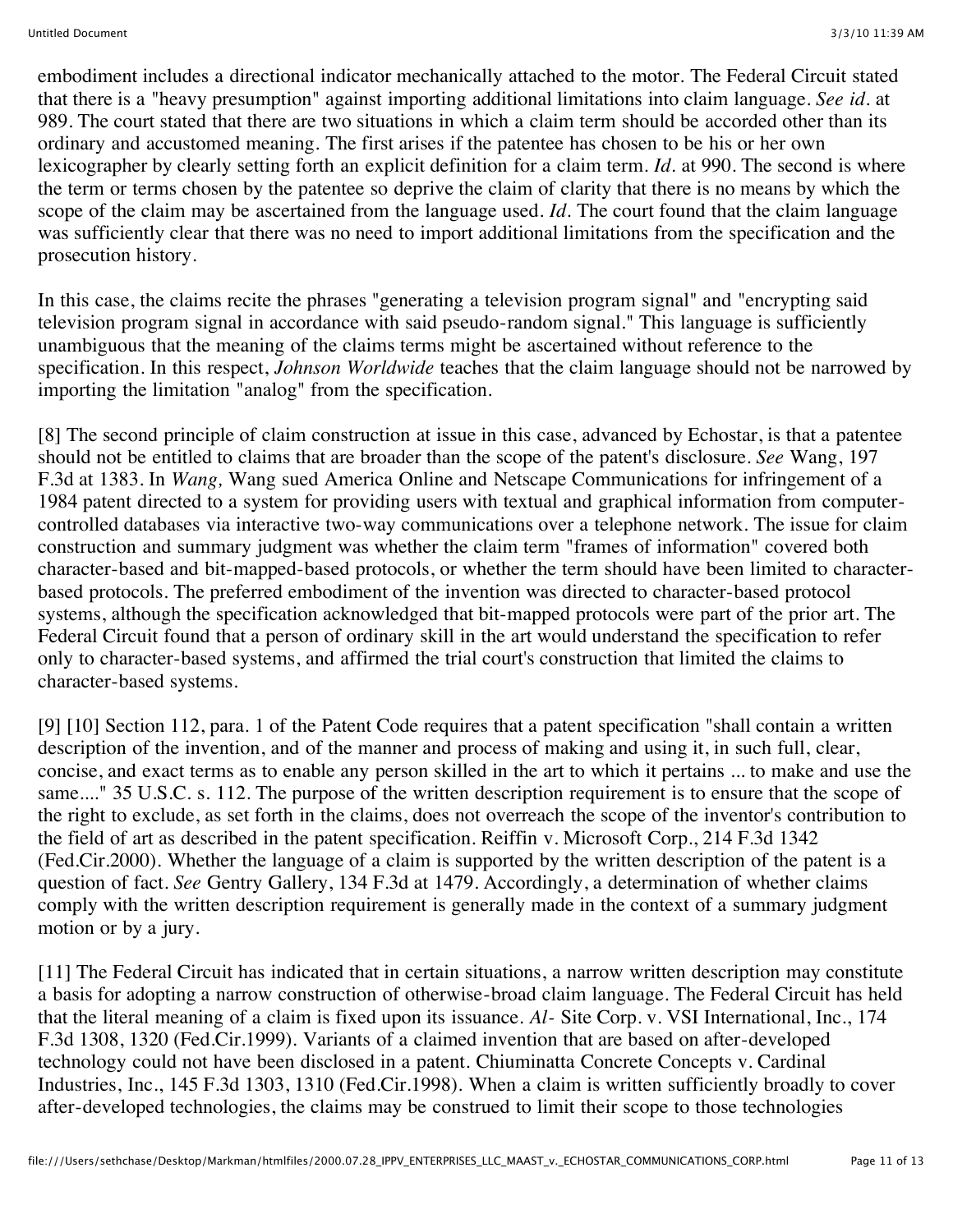embodiment includes a directional indicator mechanically attached to the motor. The Federal Circuit stated that there is a "heavy presumption" against importing additional limitations into claim language. *See id.* at 989. The court stated that there are two situations in which a claim term should be accorded other than its ordinary and accustomed meaning. The first arises if the patentee has chosen to be his or her own lexicographer by clearly setting forth an explicit definition for a claim term. *Id.* at 990. The second is where the term or terms chosen by the patentee so deprive the claim of clarity that there is no means by which the scope of the claim may be ascertained from the language used. *Id.* The court found that the claim language was sufficiently clear that there was no need to import additional limitations from the specification and the prosecution history.

In this case, the claims recite the phrases "generating a television program signal" and "encrypting said television program signal in accordance with said pseudo-random signal." This language is sufficiently unambiguous that the meaning of the claims terms might be ascertained without reference to the specification. In this respect, *Johnson Worldwide* teaches that the claim language should not be narrowed by importing the limitation "analog" from the specification.

[8] The second principle of claim construction at issue in this case, advanced by Echostar, is that a patentee should not be entitled to claims that are broader than the scope of the patent's disclosure. *See* Wang, 197 F.3d at 1383. In *Wang,* Wang sued America Online and Netscape Communications for infringement of a 1984 patent directed to a system for providing users with textual and graphical information from computer-controlled databases via interactive two-way communications over a telephone network. The issue for claim construction and summary judgment was whether the claim term "frames of information" covered both character-based and bit-mapped-based protocols, or whether the term should have been limited to character-based protocols. The preferred embodiment of the invention was directed to character-based protocol systems, although the specification acknowledged that bit-mapped protocols were part of the prior art. The Federal Circuit found that a person of ordinary skill in the art would understand the specification to refer only to character-based systems, and affirmed the trial court's construction that limited the claims to character-based systems.

[9] [10] Section 112, para. 1 of the Patent Code requires that a patent specification "shall contain a written description of the invention, and of the manner and process of making and using it, in such full, clear, concise, and exact terms as to enable any person skilled in the art to which it pertains ... to make and use the same...." 35 U.S.C. s. 112. The purpose of the written description requirement is to ensure that the scope of the right to exclude, as set forth in the claims, does not overreach the scope of the inventor's contribution to the field of art as described in the patent specification. Reiffin v. Microsoft Corp., 214 F.3d 1342 (Fed.Cir.2000). Whether the language of a claim is supported by the written description of the patent is a question of fact. *See* Gentry Gallery, 134 F.3d at 1479. Accordingly, a determination of whether claims comply with the written description requirement is generally made in the context of a summary judgment motion or by a jury.

[11] The Federal Circuit has indicated that in certain situations, a narrow written description may constitute a basis for adopting a narrow construction of otherwise-broad claim language. The Federal Circuit has held that the literal meaning of a claim is fixed upon its issuance. *Al-* Site Corp. v. VSI International, Inc., 174 F.3d 1308, 1320 (Fed.Cir.1999). Variants of a claimed invention that are based on after-developed technology could not have been disclosed in a patent. Chiuminatta Concrete Concepts v. Cardinal Industries, Inc., 145 F.3d 1303, 1310 (Fed.Cir.1998). When a claim is written sufficiently broadly to cover after-developed technologies, the claims may be construed to limit their scope to those technologies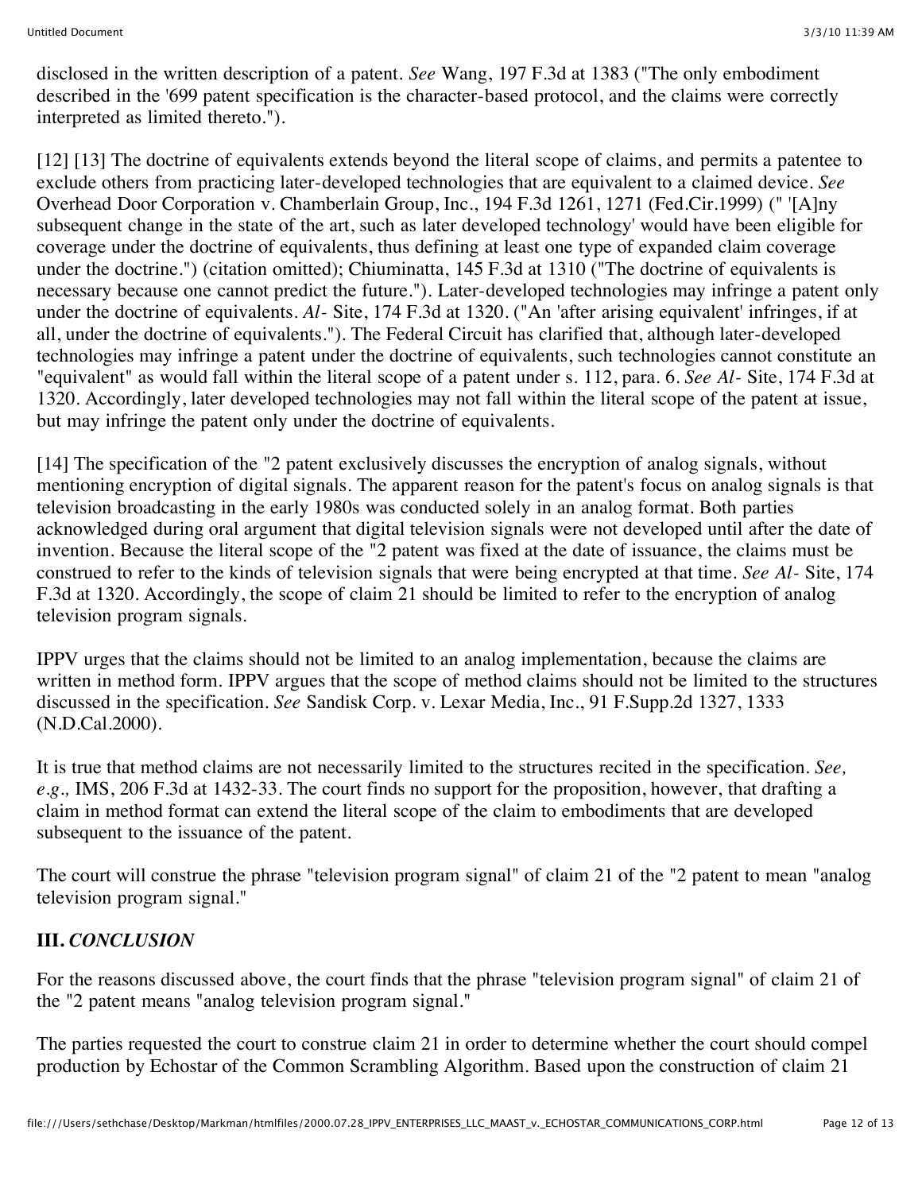disclosed in the written description of a patent. *See* Wang, 197 F.3d at 1383 ("The only embodiment described in the '699 patent specification is the character-based protocol, and the claims were correctly interpreted as limited thereto.").

[12] [13] The doctrine of equivalents extends beyond the literal scope of claims, and permits a patentee to exclude others from practicing later-developed technologies that are equivalent to a claimed device. *See* Overhead Door Corporation v. Chamberlain Group, Inc., 194 F.3d 1261, 1271 (Fed.Cir.1999) (" '[A]ny subsequent change in the state of the art, such as later developed technology' would have been eligible for coverage under the doctrine of equivalents, thus defining at least one type of expanded claim coverage under the doctrine.") (citation omitted); Chiuminatta, 145 F.3d at 1310 ("The doctrine of equivalents is necessary because one cannot predict the future."). Later-developed technologies may infringe a patent only under the doctrine of equivalents. *Al-* Site, 174 F.3d at 1320. ("An 'after arising equivalent' infringes, if at all, under the doctrine of equivalents."). The Federal Circuit has clarified that, although later-developed technologies may infringe a patent under the doctrine of equivalents, such technologies cannot constitute an "equivalent" as would fall within the literal scope of a patent under s. 112, para. 6. *See Al-* Site, 174 F.3d at 1320. Accordingly, later developed technologies may not fall within the literal scope of the patent at issue, but may infringe the patent only under the doctrine of equivalents.

[14] The specification of the "2 patent exclusively discusses the encryption of analog signals, without mentioning encryption of digital signals. The apparent reason for the patent's focus on analog signals is that television broadcasting in the early 1980s was conducted solely in an analog format. Both parties acknowledged during oral argument that digital television signals were not developed until after the date of invention. Because the literal scope of the "2 patent was fixed at the date of issuance, the claims must be construed to refer to the kinds of television signals that were being encrypted at that time. *See Al-* Site, 174 F.3d at 1320. Accordingly, the scope of claim 21 should be limited to refer to the encryption of analog television program signals.

IPPV urges that the claims should not be limited to an analog implementation, because the claims are written in method form. IPPV argues that the scope of method claims should not be limited to the structures discussed in the specification. *See* Sandisk Corp. v. Lexar Media, Inc., 91 F.Supp.2d 1327, 1333 (N.D.Cal.2000).

It is true that method claims are not necessarily limited to the structures recited in the specification. *See, e.g.,* IMS, 206 F.3d at 1432-33. The court finds no support for the proposition, however, that drafting a claim in method format can extend the literal scope of the claim to embodiments that are developed subsequent to the issuance of the patent.

The court will construe the phrase "television program signal" of claim 21 of the "2 patent to mean "analog television program signal."

## III. *CONCLUSION*

For the reasons discussed above, the court finds that the phrase "television program signal" of claim 21 of the "2 patent means "analog television program signal."

The parties requested the court to construe claim 21 in order to determine whether the court should compel production by Echostar of the Common Scrambling Algorithm. Based upon the construction of claim 21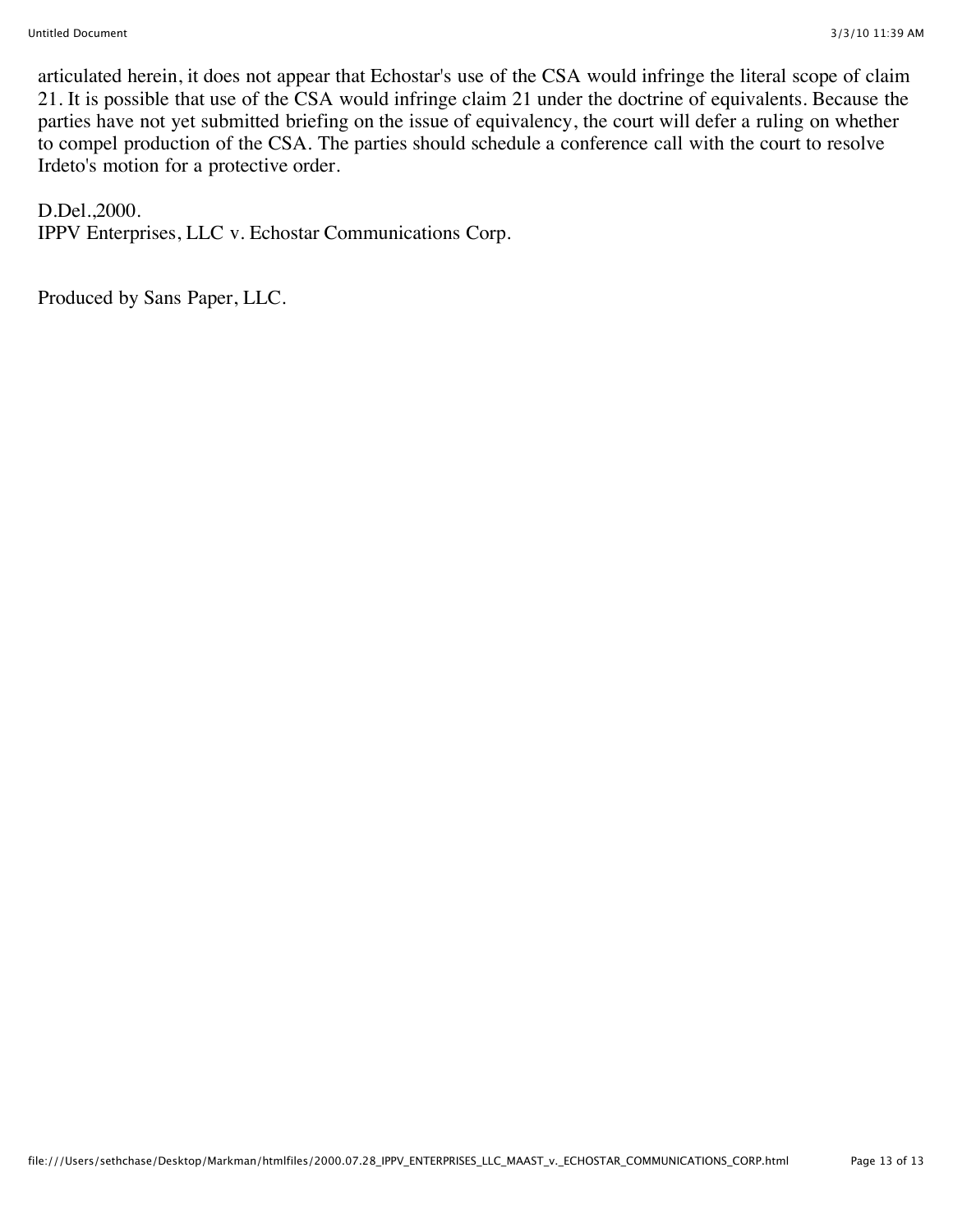articulated herein, it does not appear that Echostar's use of the CSA would infringe the literal scope of claim 21. It is possible that use of the CSA would infringe claim 21 under the doctrine of equivalents. Because the parties have not yet submitted briefing on the issue of equivalency, the court will defer a ruling on whether to compel production of the CSA. The parties should schedule a conference call with the court to resolve Irdeto's motion for a protective order.

D.Del.,2000.
IPPV Enterprises, LLC v. Echostar Communications Corp.

Produced by Sans Paper, LLC.